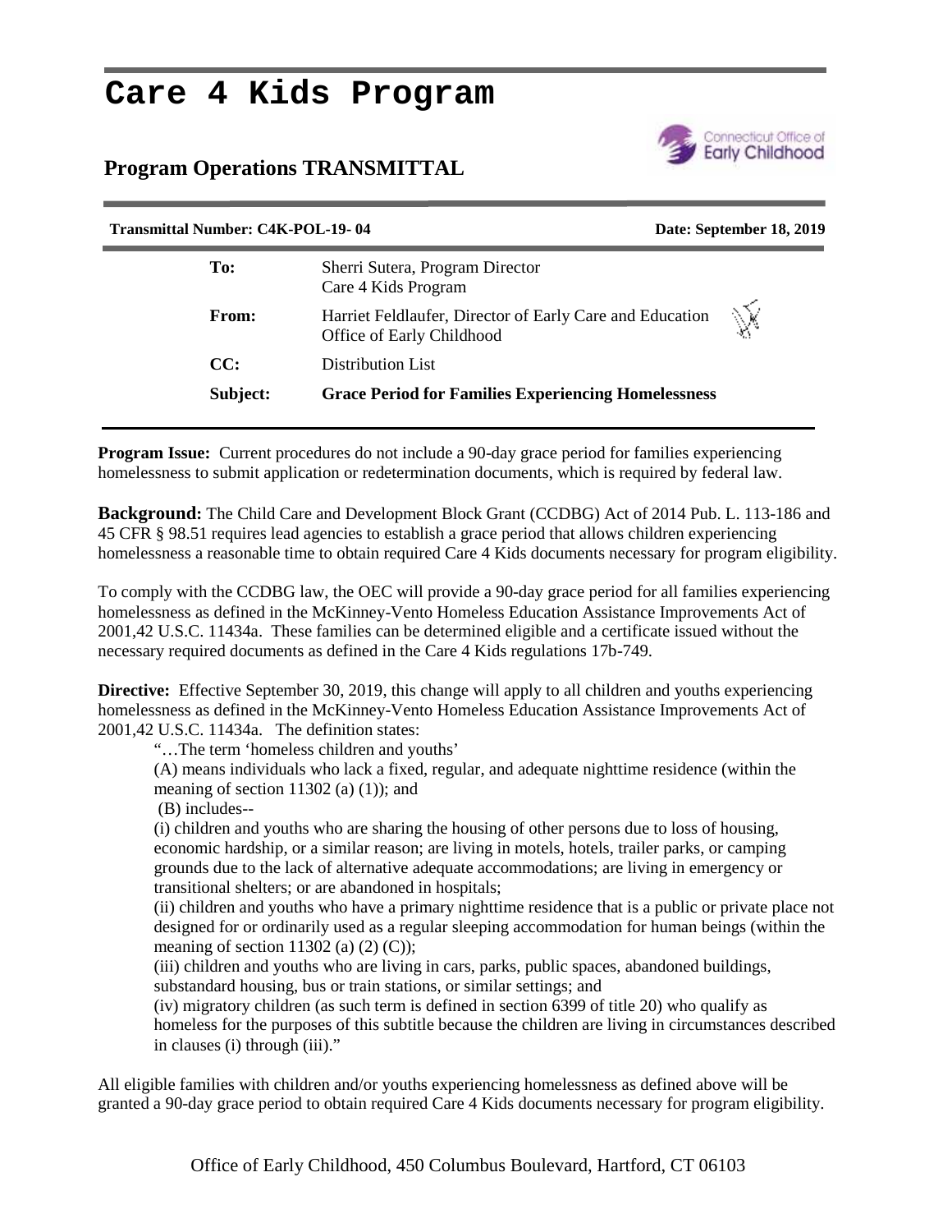# Care 4 Kids Program

## Program Operations TRANSMITTAL

**Transmittal Number: C4K-POL-19- 04** **Date: September 18, 2019**

| | |
|---|---|
| **To:** | Sherri Sutera, Program Director<br>Care 4 Kids Program |
| **From:** | Harriet Feldlaufer, Director of Early Care and Education<br>Office of Early Childhood |
| **CC:** | Distribution List |
| **Subject:** | **Grace Period for Families Experiencing Homelessness** |

**Program Issue:** Current procedures do not include a 90-day grace period for families experiencing homelessness to submit application or redetermination documents, which is required by federal law.

**Background:** The Child Care and Development Block Grant (CCDBG) Act of 2014 Pub. L. 113-186 and 45 CFR § 98.51 requires lead agencies to establish a grace period that allows children experiencing homelessness a reasonable time to obtain required Care 4 Kids documents necessary for program eligibility.

To comply with the CCDBG law, the OEC will provide a 90-day grace period for all families experiencing homelessness as defined in the McKinney-Vento Homeless Education Assistance Improvements Act of 2001,42 U.S.C. 11434a. These families can be determined eligible and a certificate issued without the necessary required documents as defined in the Care 4 Kids regulations 17b-749.

**Directive:** Effective September 30, 2019, this change will apply to all children and youths experiencing homelessness as defined in the McKinney-Vento Homeless Education Assistance Improvements Act of 2001,42 U.S.C. 11434a. The definition states:

> "…The term 'homeless children and youths'
>
> (A) means individuals who lack a fixed, regular, and adequate nighttime residence (within the meaning of section 11302 (a) (1)); and
>
> (B) includes--
>
> (i) children and youths who are sharing the housing of other persons due to loss of housing, economic hardship, or a similar reason; are living in motels, hotels, trailer parks, or camping grounds due to the lack of alternative adequate accommodations; are living in emergency or transitional shelters; or are abandoned in hospitals;
>
> (ii) children and youths who have a primary nighttime residence that is a public or private place not designed for or ordinarily used as a regular sleeping accommodation for human beings (within the meaning of section 11302 (a) (2) (C));
>
> (iii) children and youths who are living in cars, parks, public spaces, abandoned buildings, substandard housing, bus or train stations, or similar settings; and
>
> (iv) migratory children (as such term is defined in section 6399 of title 20) who qualify as homeless for the purposes of this subtitle because the children are living in circumstances described in clauses (i) through (iii)."

All eligible families with children and/or youths experiencing homelessness as defined above will be granted a 90-day grace period to obtain required Care 4 Kids documents necessary for program eligibility.

Office of Early Childhood, 450 Columbus Boulevard, Hartford, CT 06103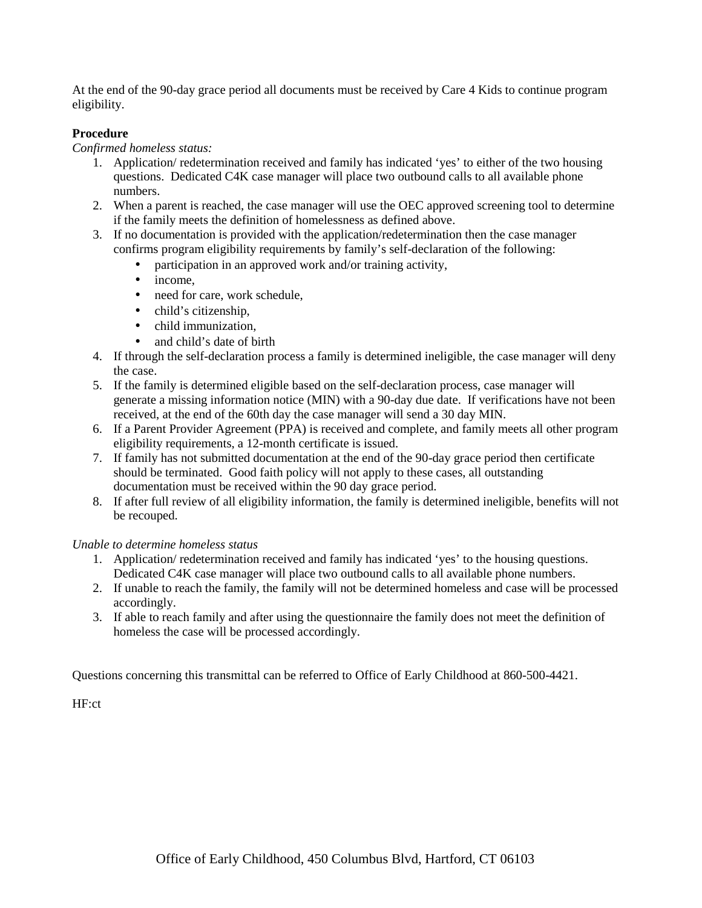At the end of the 90-day grace period all documents must be received by Care 4 Kids to continue program eligibility.

**Procedure**

*Confirmed homeless status:*

1. Application/ redetermination received and family has indicated 'yes' to either of the two housing questions. Dedicated C4K case manager will place two outbound calls to all available phone numbers.
2. When a parent is reached, the case manager will use the OEC approved screening tool to determine if the family meets the definition of homelessness as defined above.
3. If no documentation is provided with the application/redetermination then the case manager confirms program eligibility requirements by family's self-declaration of the following:
   - participation in an approved work and/or training activity,
   - income,
   - need for care, work schedule,
   - child's citizenship,
   - child immunization,
   - and child's date of birth
4. If through the self-declaration process a family is determined ineligible, the case manager will deny the case.
5. If the family is determined eligible based on the self-declaration process, case manager will generate a missing information notice (MIN) with a 90-day due date. If verifications have not been received, at the end of the 60th day the case manager will send a 30 day MIN.
6. If a Parent Provider Agreement (PPA) is received and complete, and family meets all other program eligibility requirements, a 12-month certificate is issued.
7. If family has not submitted documentation at the end of the 90-day grace period then certificate should be terminated. Good faith policy will not apply to these cases, all outstanding documentation must be received within the 90 day grace period.
8. If after full review of all eligibility information, the family is determined ineligible, benefits will not be recouped.

*Unable to determine homeless status*

1. Application/ redetermination received and family has indicated 'yes' to the housing questions. Dedicated C4K case manager will place two outbound calls to all available phone numbers.
2. If unable to reach the family, the family will not be determined homeless and case will be processed accordingly.
3. If able to reach family and after using the questionnaire the family does not meet the definition of homeless the case will be processed accordingly.

Questions concerning this transmittal can be referred to Office of Early Childhood at 860-500-4421.

HF:ct

Office of Early Childhood, 450 Columbus Blvd, Hartford, CT 06103